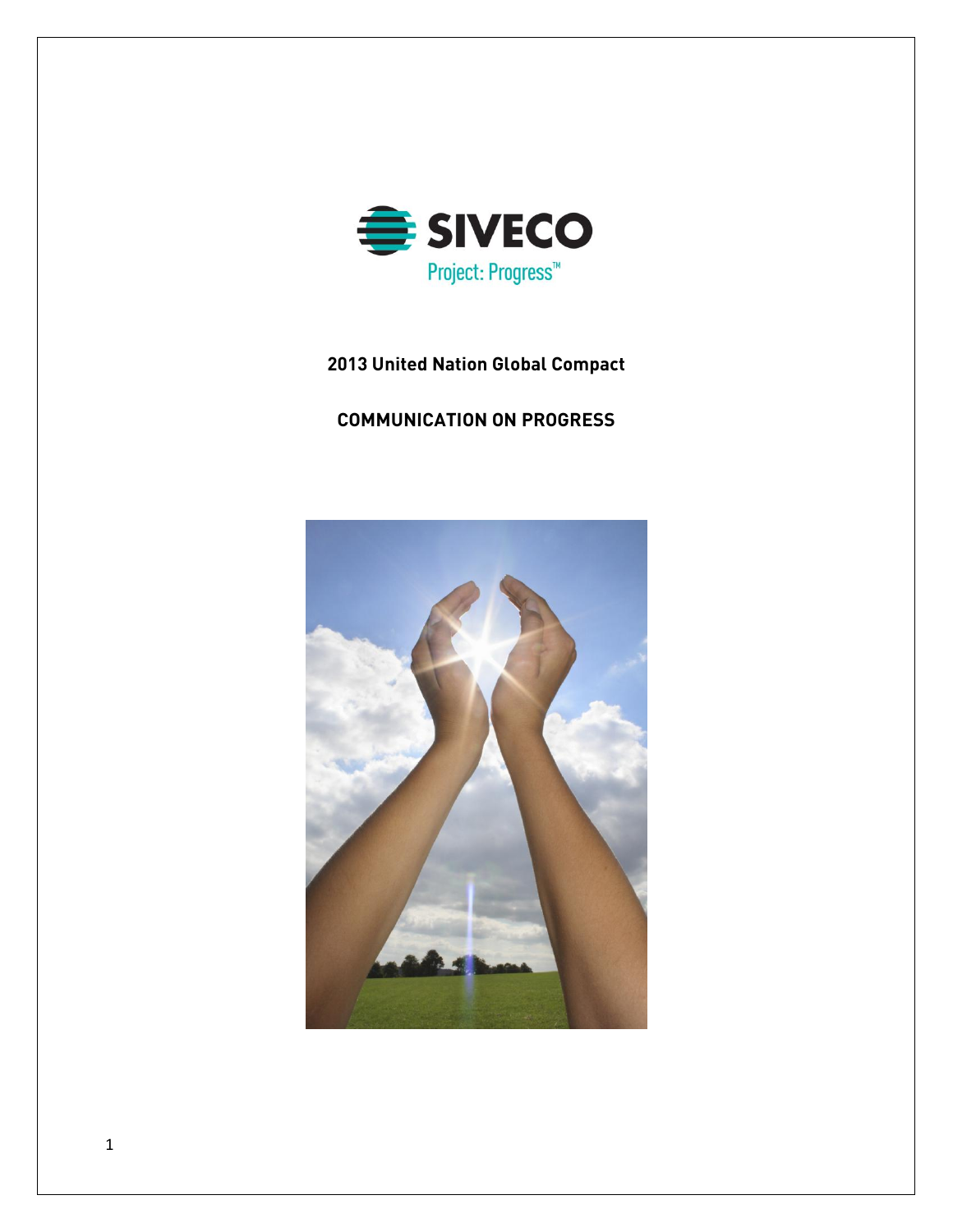SIVECO

Project: Progress™

**2013 United Nation Global Compact**

**COMMUNICATION ON PROGRESS**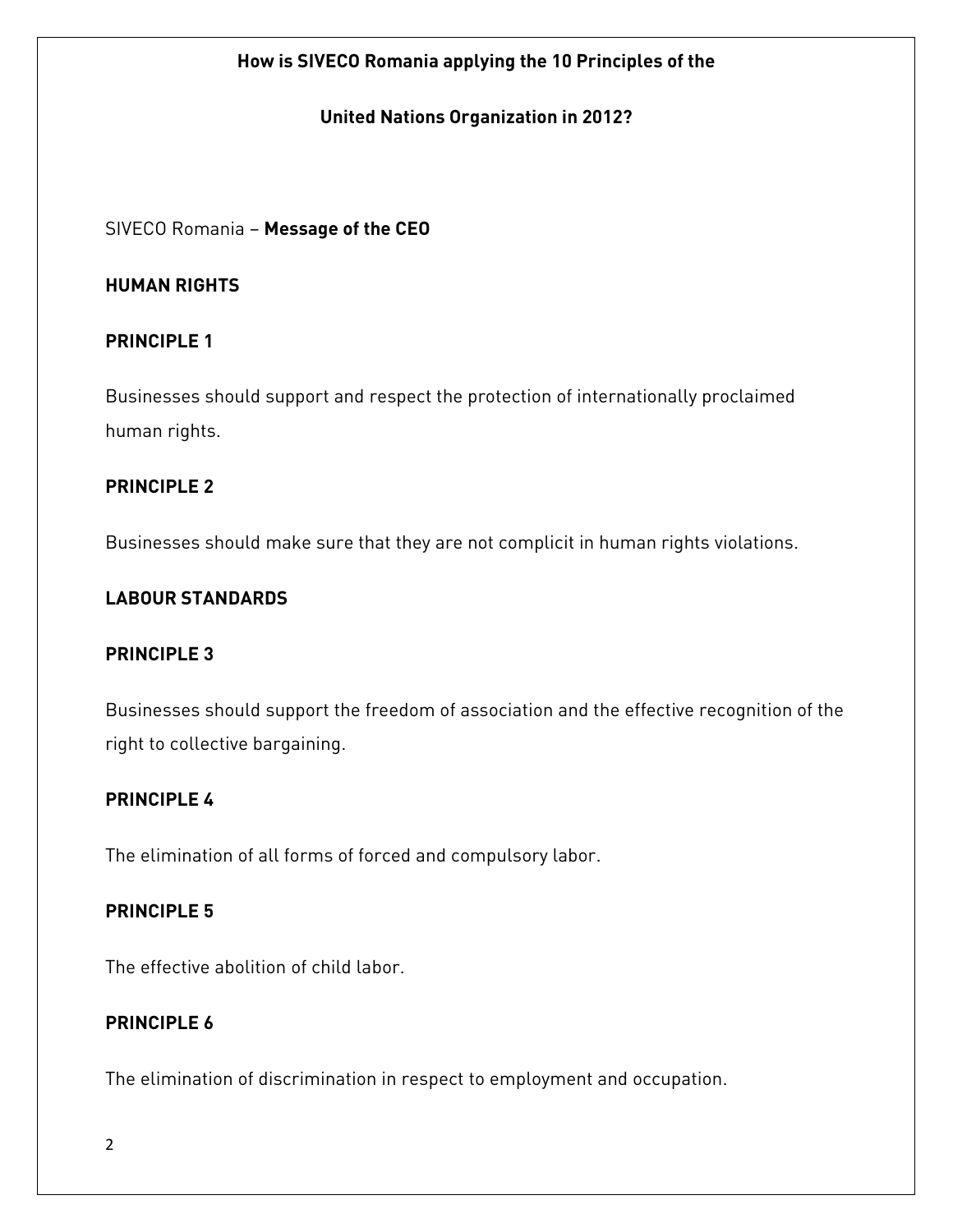**How is SIVECO Romania applying the 10 Principles of the**

**United Nations Organization in 2012?**

SIVECO Romania – **Message of the CEO**

**HUMAN RIGHTS**

**PRINCIPLE 1**

Businesses should support and respect the protection of internationally proclaimed human rights.

**PRINCIPLE 2**

Businesses should make sure that they are not complicit in human rights violations.

**LABOUR STANDARDS**

**PRINCIPLE 3**

Businesses should support the freedom of association and the effective recognition of the right to collective bargaining.

**PRINCIPLE 4**

The elimination of all forms of forced and compulsory labor.

**PRINCIPLE 5**

The effective abolition of child labor.

**PRINCIPLE 6**

The elimination of discrimination in respect to employment and occupation.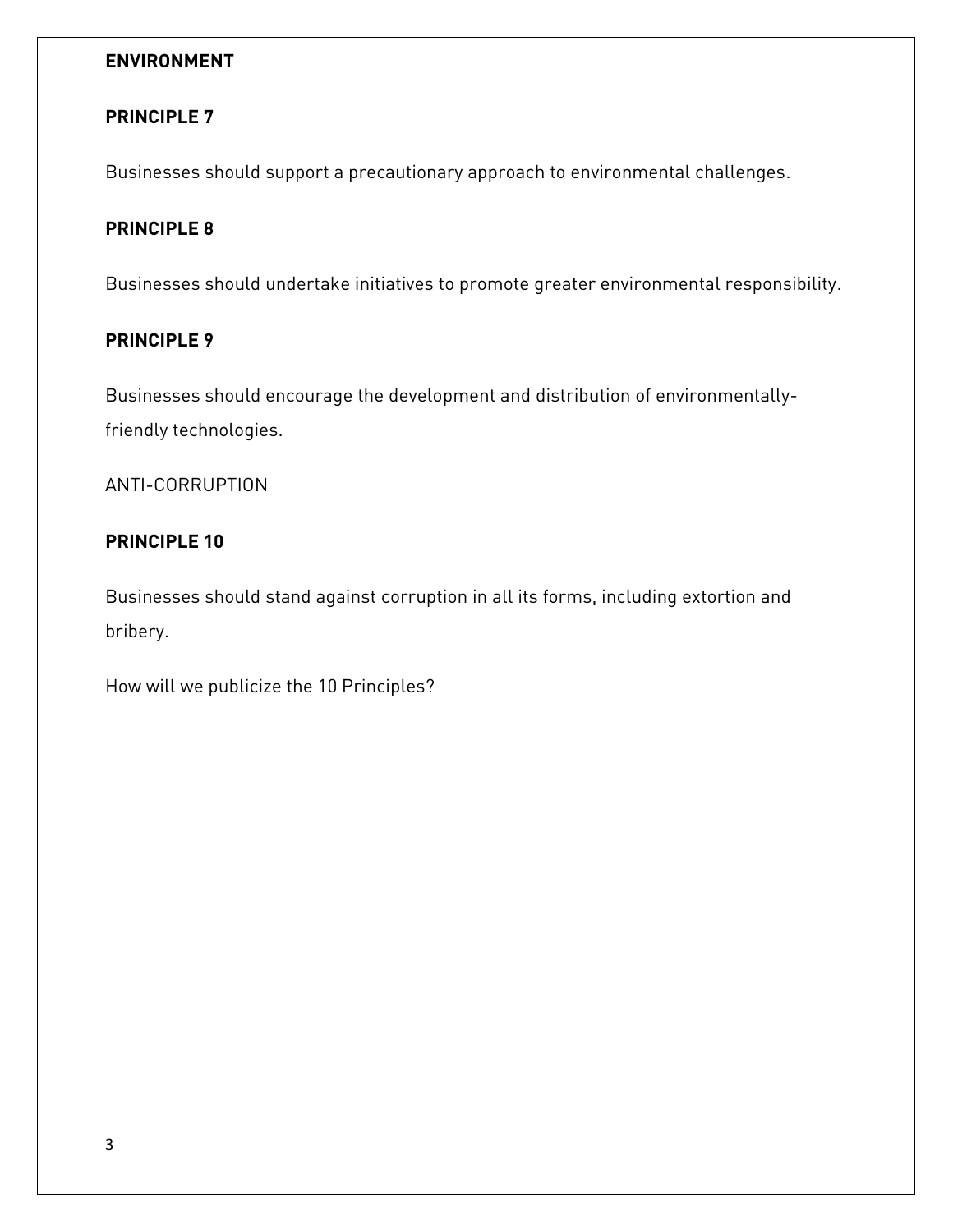**ENVIRONMENT**

**PRINCIPLE 7**

Businesses should support a precautionary approach to environmental challenges.

**PRINCIPLE 8**

Businesses should undertake initiatives to promote greater environmental responsibility.

**PRINCIPLE 9**

Businesses should encourage the development and distribution of environmentally-friendly technologies.

ANTI-CORRUPTION

**PRINCIPLE 10**

Businesses should stand against corruption in all its forms, including extortion and bribery.

How will we publicize the 10 Principles?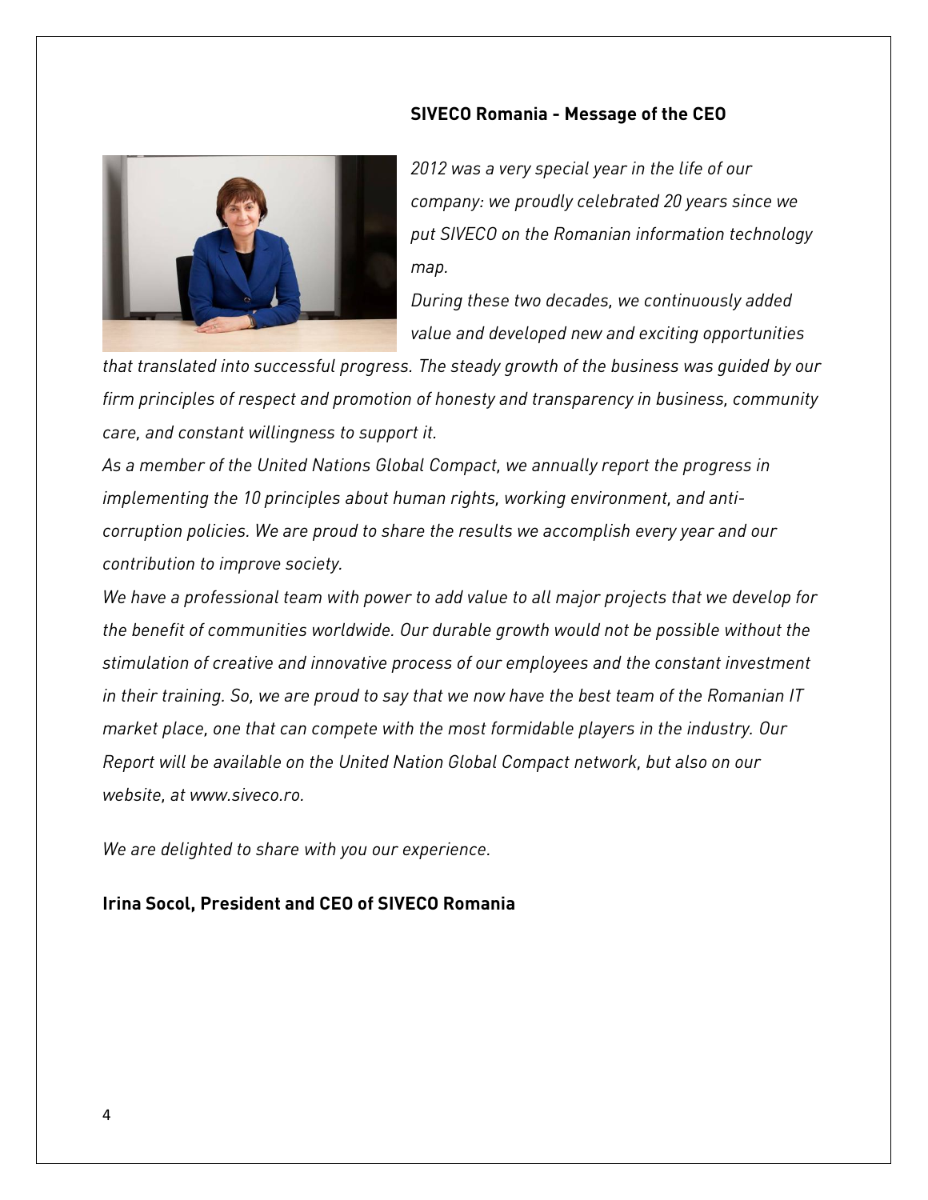## SIVECO Romania - Message of the CEO

*2012 was a very special year in the life of our company: we proudly celebrated 20 years since we put SIVECO on the Romanian information technology map.*

*During these two decades, we continuously added value and developed new and exciting opportunities that translated into successful progress. The steady growth of the business was guided by our firm principles of respect and promotion of honesty and transparency in business, community care, and constant willingness to support it.*

*As a member of the United Nations Global Compact, we annually report the progress in implementing the 10 principles about human rights, working environment, and anti-corruption policies. We are proud to share the results we accomplish every year and our contribution to improve society.*

*We have a professional team with power to add value to all major projects that we develop for the benefit of communities worldwide. Our durable growth would not be possible without the stimulation of creative and innovative process of our employees and the constant investment in their training. So, we are proud to say that we now have the best team of the Romanian IT market place, one that can compete with the most formidable players in the industry. Our Report will be available on the United Nation Global Compact network, but also on our website, at www.siveco.ro.*

*We are delighted to share with you our experience.*

**Irina Socol, President and CEO of SIVECO Romania**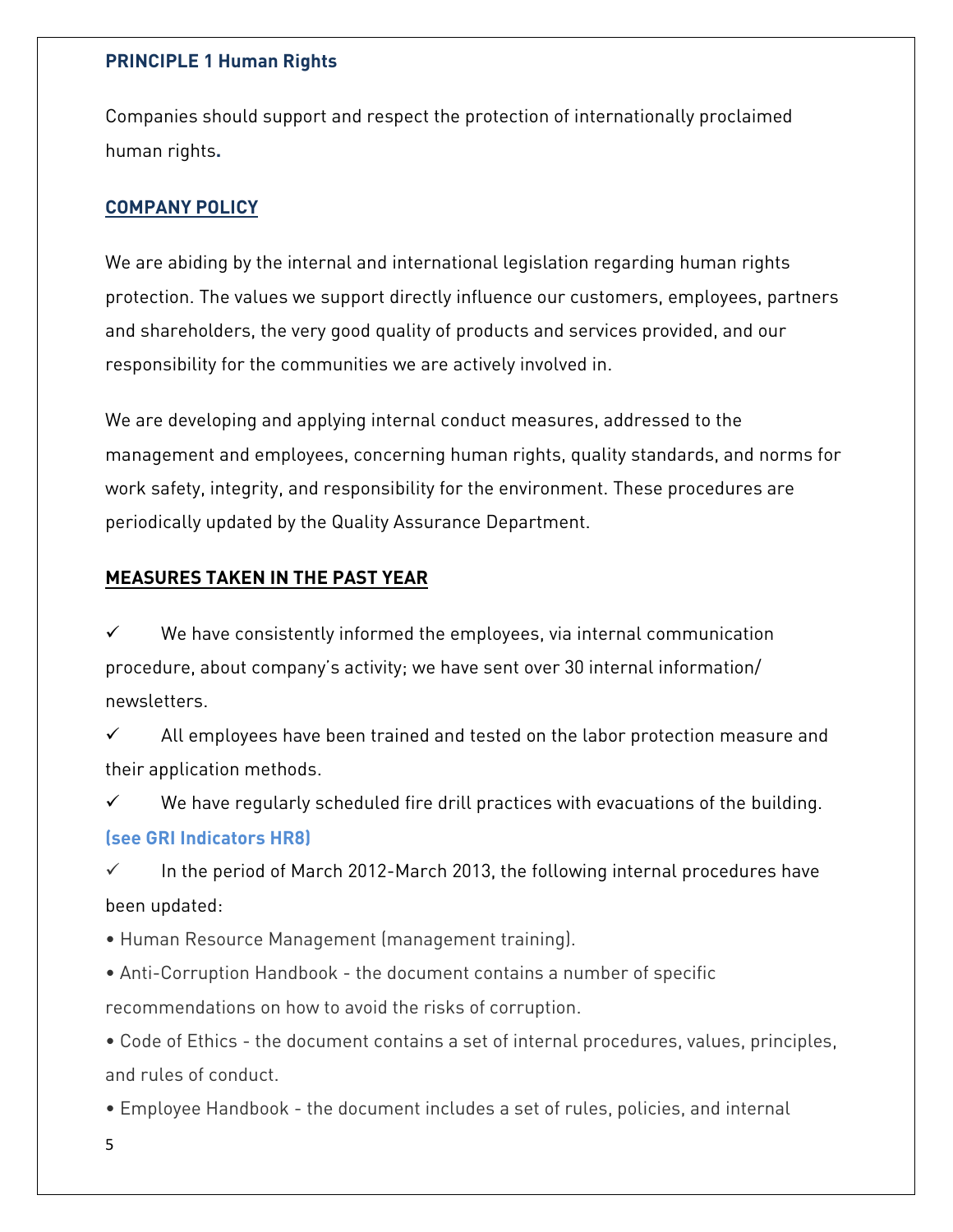**PRINCIPLE 1 Human Rights**

Companies should support and respect the protection of internationally proclaimed human rights**.**

**COMPANY POLICY**

We are abiding by the internal and international legislation regarding human rights protection. The values we support directly influence our customers, employees, partners and shareholders, the very good quality of products and services provided, and our responsibility for the communities we are actively involved in.

We are developing and applying internal conduct measures, addressed to the management and employees, concerning human rights, quality standards, and norms for work safety, integrity, and responsibility for the environment. These procedures are periodically updated by the Quality Assurance Department.

**MEASURES TAKEN IN THE PAST YEAR**

✓ We have consistently informed the employees, via internal communication procedure, about company's activity; we have sent over 30 internal information/ newsletters.

✓ All employees have been trained and tested on the labor protection measure and their application methods.

✓ We have regularly scheduled fire drill practices with evacuations of the building. **(see GRI Indicators HR8)**

✓ In the period of March 2012-March 2013, the following internal procedures have been updated:

• Human Resource Management (management training).

• Anti-Corruption Handbook - the document contains a number of specific recommendations on how to avoid the risks of corruption.

• Code of Ethics - the document contains a set of internal procedures, values, principles, and rules of conduct.

• Employee Handbook - the document includes a set of rules, policies, and internal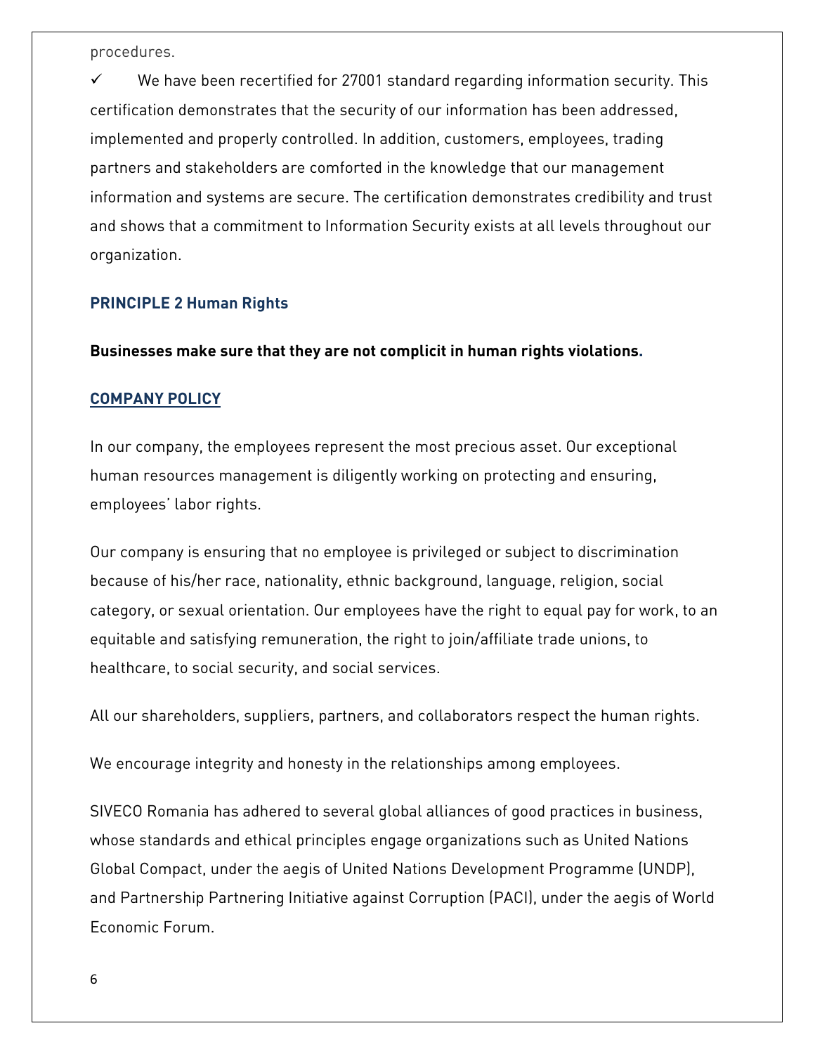procedures.

✓ We have been recertified for 27001 standard regarding information security. This certification demonstrates that the security of our information has been addressed, implemented and properly controlled. In addition, customers, employees, trading partners and stakeholders are comforted in the knowledge that our management information and systems are secure. The certification demonstrates credibility and trust and shows that a commitment to Information Security exists at all levels throughout our organization.

## PRINCIPLE 2 Human Rights

**Businesses make sure that they are not complicit in human rights violations.**

### COMPANY POLICY

In our company, the employees represent the most precious asset. Our exceptional human resources management is diligently working on protecting and ensuring, employees' labor rights.

Our company is ensuring that no employee is privileged or subject to discrimination because of his/her race, nationality, ethnic background, language, religion, social category, or sexual orientation. Our employees have the right to equal pay for work, to an equitable and satisfying remuneration, the right to join/affiliate trade unions, to healthcare, to social security, and social services.

All our shareholders, suppliers, partners, and collaborators respect the human rights.

We encourage integrity and honesty in the relationships among employees.

SIVECO Romania has adhered to several global alliances of good practices in business, whose standards and ethical principles engage organizations such as United Nations Global Compact, under the aegis of United Nations Development Programme (UNDP), and Partnership Partnering Initiative against Corruption (PACI), under the aegis of World Economic Forum.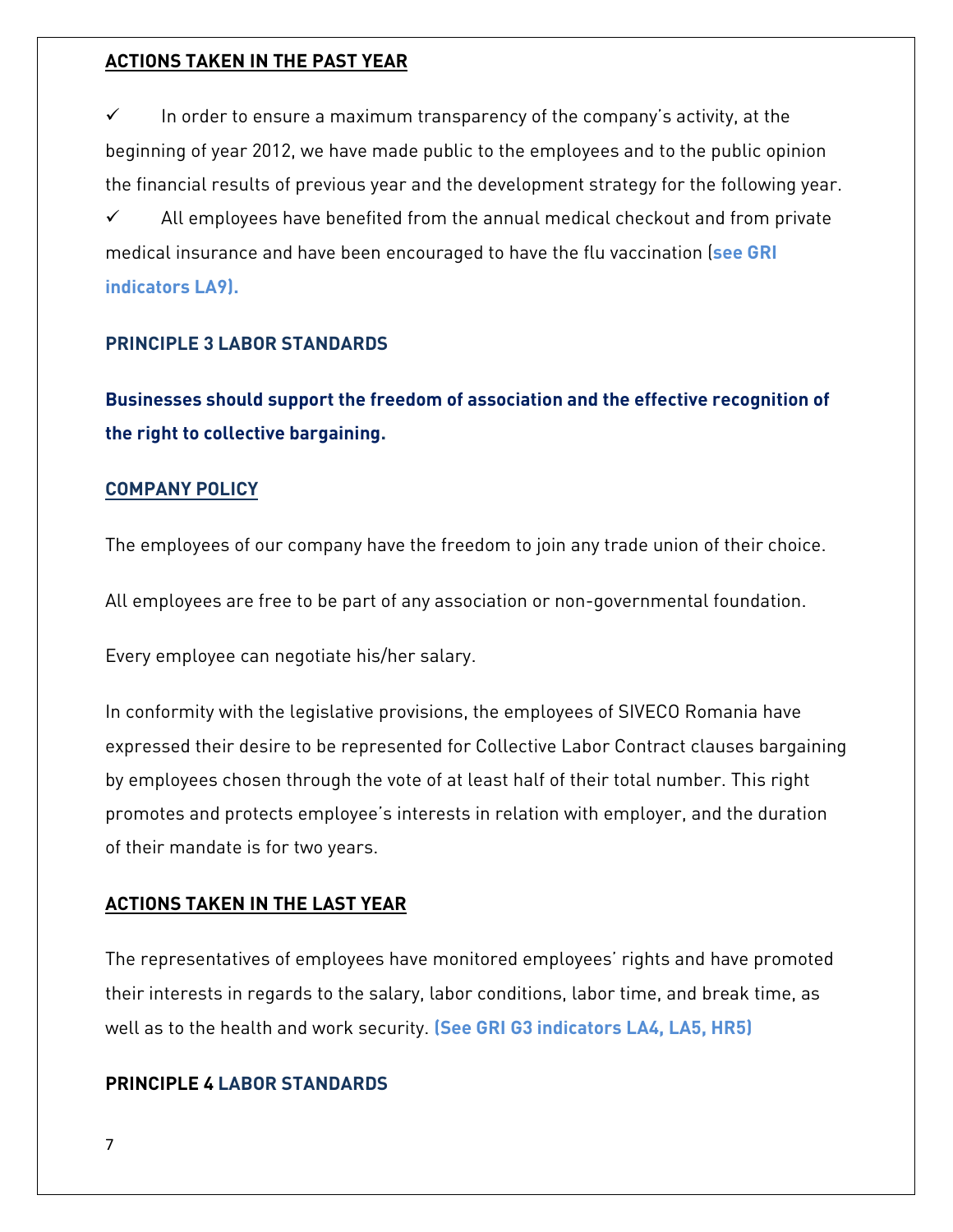**ACTIONS TAKEN IN THE PAST YEAR**

✓ In order to ensure a maximum transparency of the company's activity, at the beginning of year 2012, we have made public to the employees and to the public opinion the financial results of previous year and the development strategy for the following year.

✓ All employees have benefited from the annual medical checkout and from private medical insurance and have been encouraged to have the flu vaccination (**see GRI indicators LA9).**

## PRINCIPLE 3 LABOR STANDARDS

**Businesses should support the freedom of association and the effective recognition of the right to collective bargaining.**

**COMPANY POLICY**

The employees of our company have the freedom to join any trade union of their choice.

All employees are free to be part of any association or non-governmental foundation.

Every employee can negotiate his/her salary.

In conformity with the legislative provisions, the employees of SIVECO Romania have expressed their desire to be represented for Collective Labor Contract clauses bargaining by employees chosen through the vote of at least half of their total number. This right promotes and protects employee's interests in relation with employer, and the duration of their mandate is for two years.

**ACTIONS TAKEN IN THE LAST YEAR**

The representatives of employees have monitored employees' rights and have promoted their interests in regards to the salary, labor conditions, labor time, and break time, as well as to the health and work security. **(See GRI G3 indicators LA4, LA5, HR5)**

## PRINCIPLE 4 LABOR STANDARDS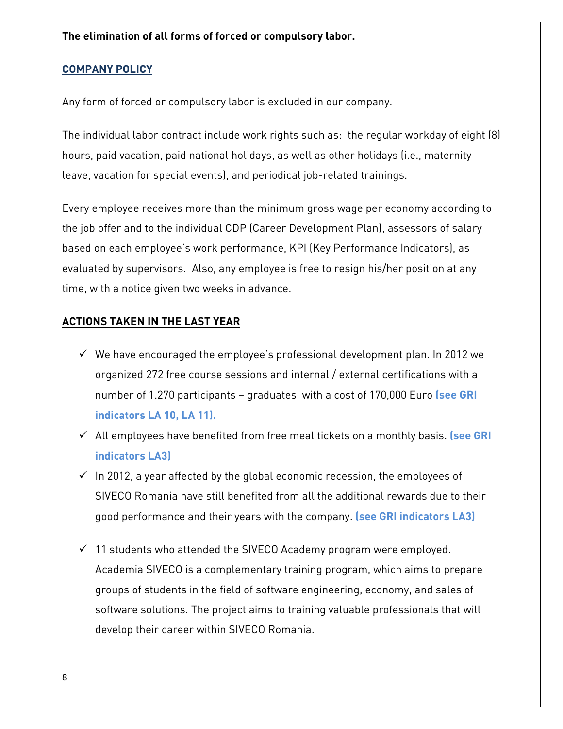**The elimination of all forms of forced or compulsory labor.**

## COMPANY POLICY

Any form of forced or compulsory labor is excluded in our company.

The individual labor contract include work rights such as: the regular workday of eight (8) hours, paid vacation, paid national holidays, as well as other holidays (i.e., maternity leave, vacation for special events), and periodical job-related trainings.

Every employee receives more than the minimum gross wage per economy according to the job offer and to the individual CDP (Career Development Plan), assessors of salary based on each employee's work performance, KPI (Key Performance Indicators), as evaluated by supervisors. Also, any employee is free to resign his/her position at any time, with a notice given two weeks in advance.

## ACTIONS TAKEN IN THE LAST YEAR

- ✓ We have encouraged the employee's professional development plan. In 2012 we organized 272 free course sessions and internal / external certifications with a number of 1.270 participants – graduates, with a cost of 170,000 Euro **(see GRI indicators LA 10, LA 11).**
- ✓ All employees have benefited from free meal tickets on a monthly basis. **(see GRI indicators LA3)**
- ✓ In 2012, a year affected by the global economic recession, the employees of SIVECO Romania have still benefited from all the additional rewards due to their good performance and their years with the company. **(see GRI indicators LA3)**
- ✓ 11 students who attended the SIVECO Academy program were employed. Academia SIVECO is a complementary training program, which aims to prepare groups of students in the field of software engineering, economy, and sales of software solutions. The project aims to training valuable professionals that will develop their career within SIVECO Romania.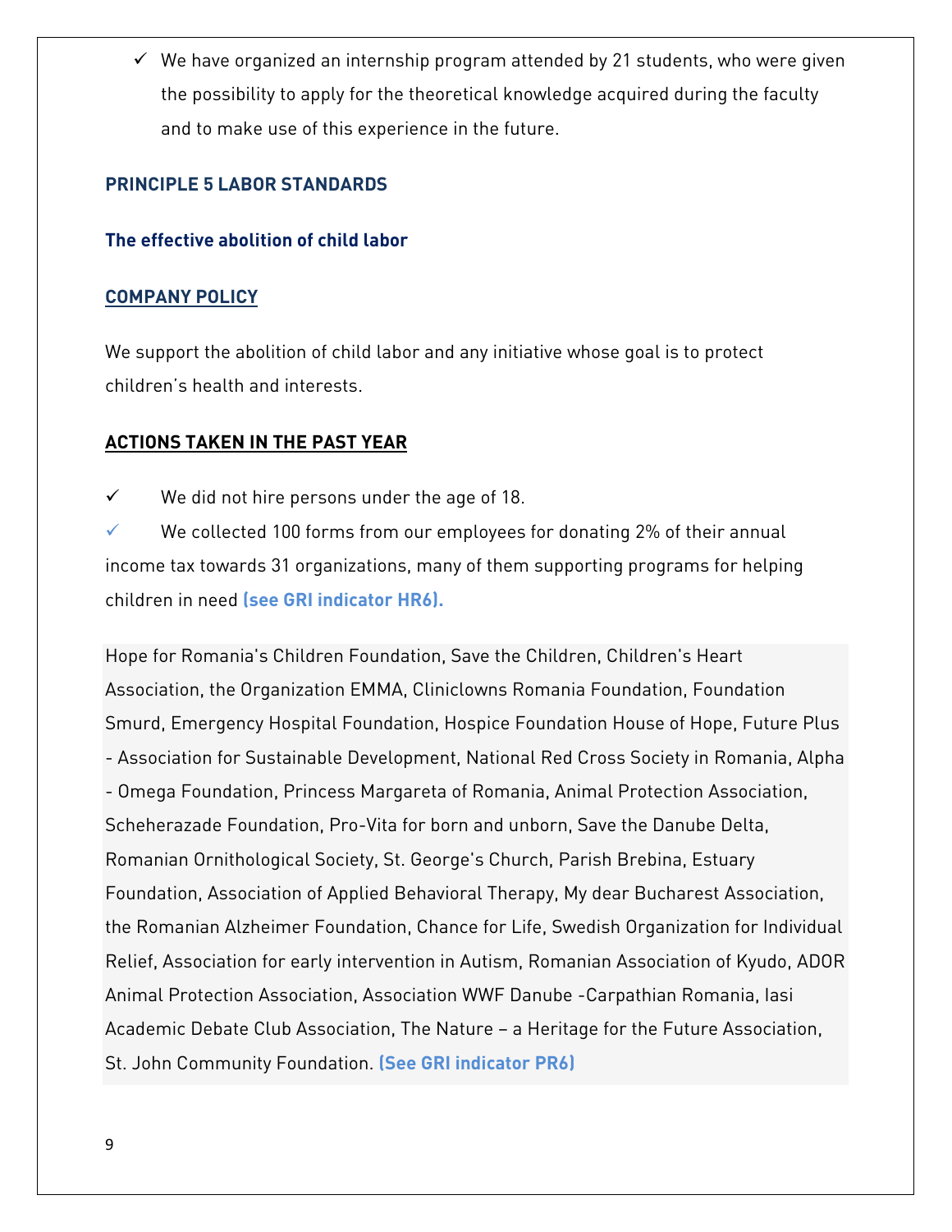- ✓ We have organized an internship program attended by 21 students, who were given the possibility to apply for the theoretical knowledge acquired during the faculty and to make use of this experience in the future.

**PRINCIPLE 5 LABOR STANDARDS**

**The effective abolition of child labor**

**COMPANY POLICY**

We support the abolition of child labor and any initiative whose goal is to protect children's health and interests.

**ACTIONS TAKEN IN THE PAST YEAR**

- ✓ We did not hire persons under the age of 18.
- ✓ We collected 100 forms from our employees for donating 2% of their annual income tax towards 31 organizations, many of them supporting programs for helping children in need **(see GRI indicator HR6).**

Hope for Romania's Children Foundation, Save the Children, Children's Heart Association, the Organization EMMA, Cliniclowns Romania Foundation, Foundation Smurd, Emergency Hospital Foundation, Hospice Foundation House of Hope, Future Plus - Association for Sustainable Development, National Red Cross Society in Romania, Alpha - Omega Foundation, Princess Margareta of Romania, Animal Protection Association, Scheherazade Foundation, Pro-Vita for born and unborn, Save the Danube Delta, Romanian Ornithological Society, St. George's Church, Parish Brebina, Estuary Foundation, Association of Applied Behavioral Therapy, My dear Bucharest Association, the Romanian Alzheimer Foundation, Chance for Life, Swedish Organization for Individual Relief, Association for early intervention in Autism, Romanian Association of Kyudo, ADOR Animal Protection Association, Association WWF Danube -Carpathian Romania, Iasi Academic Debate Club Association, The Nature – a Heritage for the Future Association, St. John Community Foundation. **(See GRI indicator PR6)**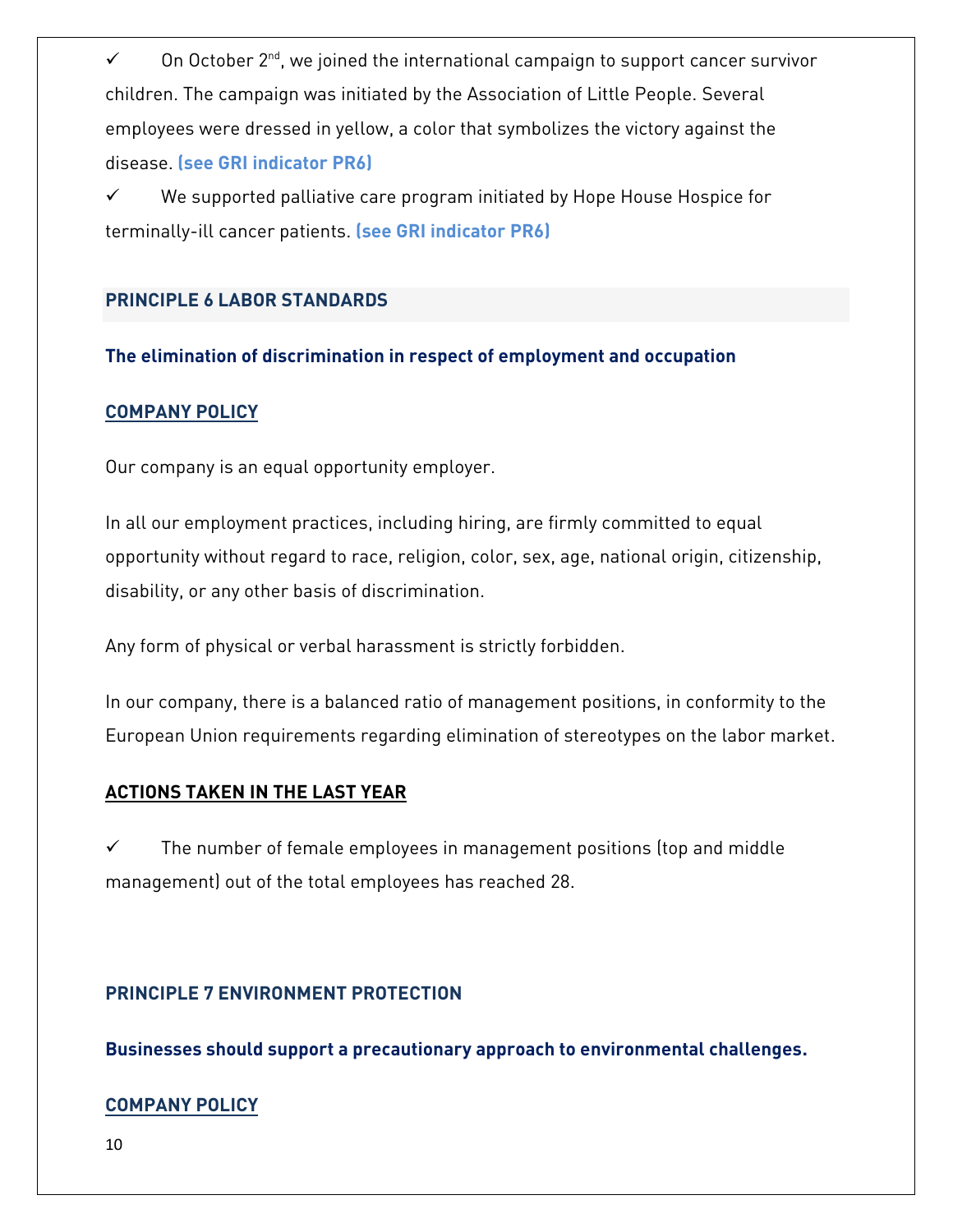- ✓ On October 2nd, we joined the international campaign to support cancer survivor children. The campaign was initiated by the Association of Little People. Several employees were dressed in yellow, a color that symbolizes the victory against the disease. **(see GRI indicator PR6)**
- ✓ We supported palliative care program initiated by Hope House Hospice for terminally-ill cancer patients. **(see GRI indicator PR6)**

## PRINCIPLE 6 LABOR STANDARDS

**The elimination of discrimination in respect of employment and occupation**

### COMPANY POLICY

Our company is an equal opportunity employer.

In all our employment practices, including hiring, are firmly committed to equal opportunity without regard to race, religion, color, sex, age, national origin, citizenship, disability, or any other basis of discrimination.

Any form of physical or verbal harassment is strictly forbidden.

In our company, there is a balanced ratio of management positions, in conformity to the European Union requirements regarding elimination of stereotypes on the labor market.

### ACTIONS TAKEN IN THE LAST YEAR

- ✓ The number of female employees in management positions (top and middle management) out of the total employees has reached 28.

## PRINCIPLE 7 ENVIRONMENT PROTECTION

**Businesses should support a precautionary approach to environmental challenges.**

### COMPANY POLICY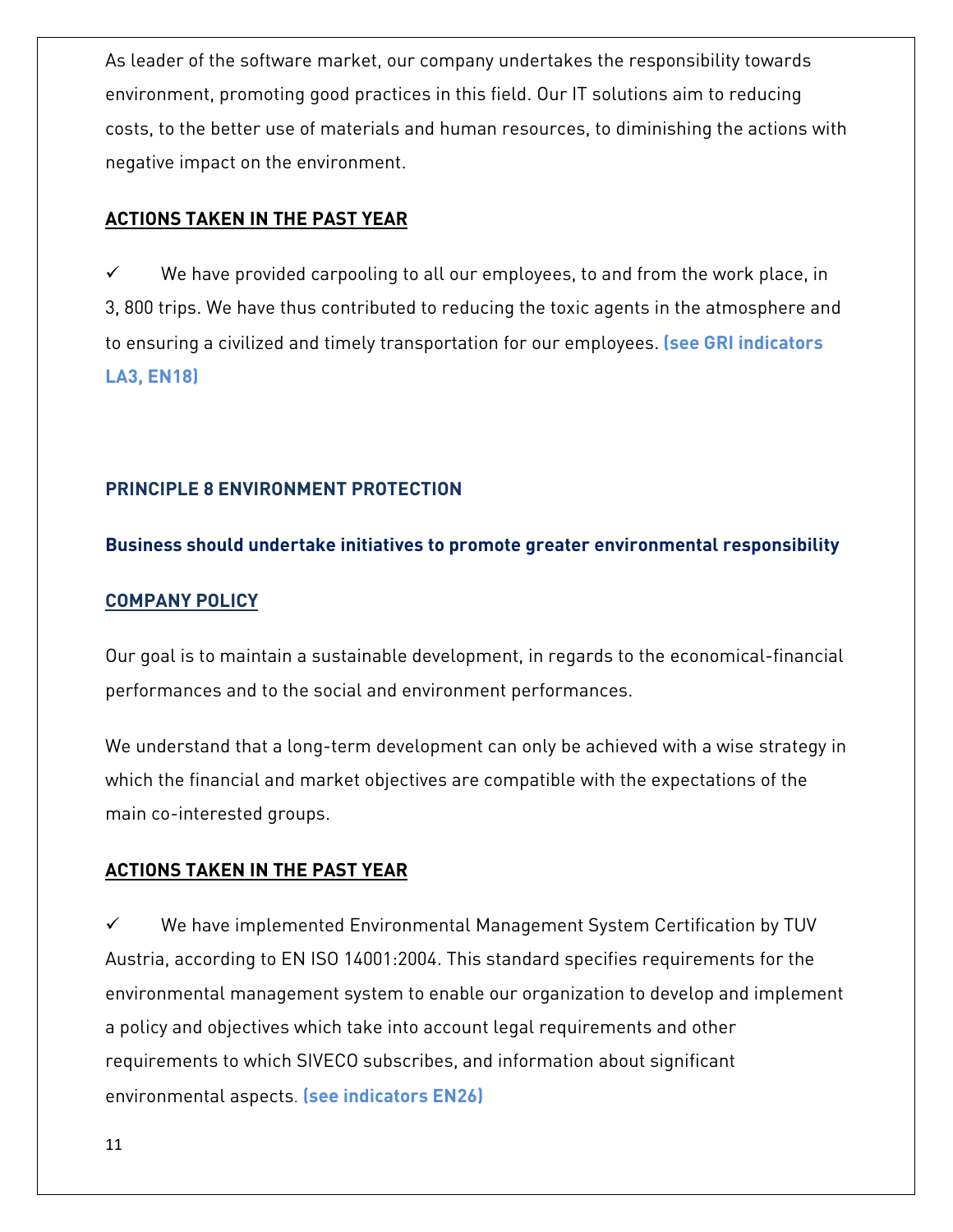As leader of the software market, our company undertakes the responsibility towards environment, promoting good practices in this field. Our IT solutions aim to reducing costs, to the better use of materials and human resources, to diminishing the actions with negative impact on the environment.

**ACTIONS TAKEN IN THE PAST YEAR**

✓ We have provided carpooling to all our employees, to and from the work place, in 3, 800 trips. We have thus contributed to reducing the toxic agents in the atmosphere and to ensuring a civilized and timely transportation for our employees. **(see GRI indicators LA3, EN18)**

## PRINCIPLE 8 ENVIRONMENT PROTECTION

### Business should undertake initiatives to promote greater environmental responsibility

**COMPANY POLICY**

Our goal is to maintain a sustainable development, in regards to the economical-financial performances and to the social and environment performances.

We understand that a long-term development can only be achieved with a wise strategy in which the financial and market objectives are compatible with the expectations of the main co-interested groups.

**ACTIONS TAKEN IN THE PAST YEAR**

✓ We have implemented Environmental Management System Certification by TUV Austria, according to EN ISO 14001:2004. This standard specifies requirements for the environmental management system to enable our organization to develop and implement a policy and objectives which take into account legal requirements and other requirements to which SIVECO subscribes, and information about significant environmental aspects. **(see indicators EN26)**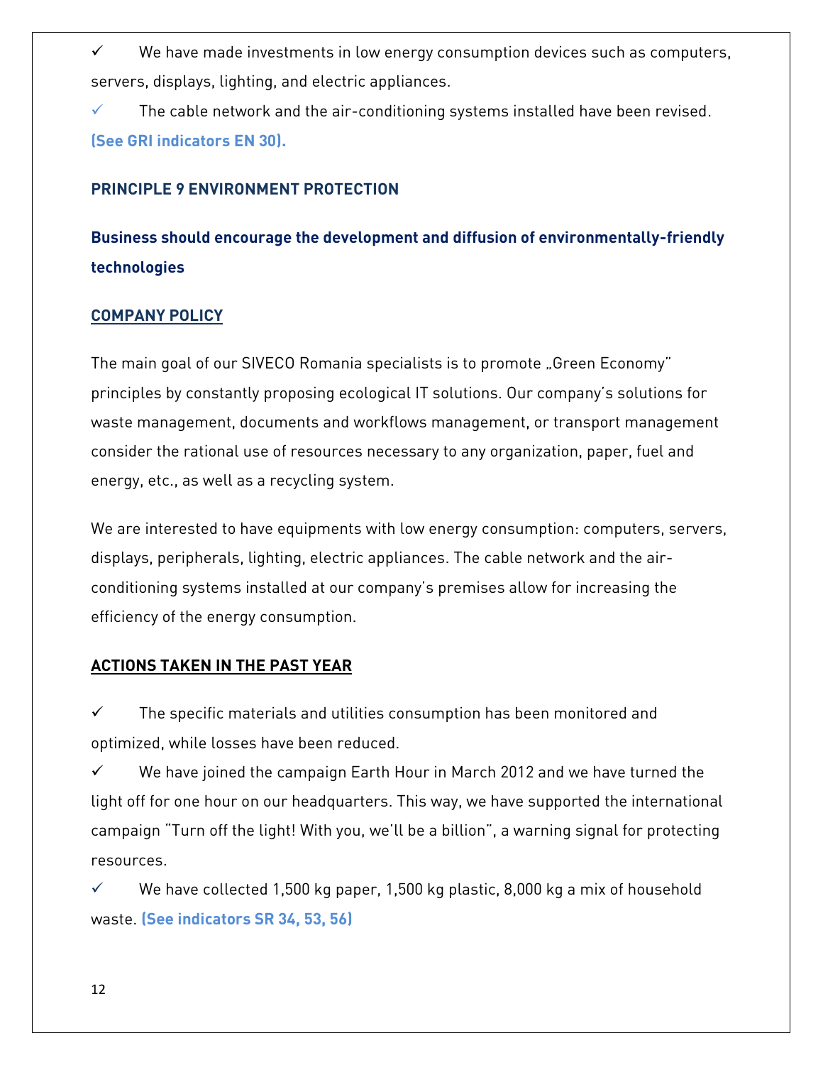✓ We have made investments in low energy consumption devices such as computers, servers, displays, lighting, and electric appliances.

✓ The cable network and the air-conditioning systems installed have been revised. **(See GRI indicators EN 30).**

### PRINCIPLE 9 ENVIRONMENT PROTECTION

### Business should encourage the development and diffusion of environmentally-friendly technologies

#### COMPANY POLICY

The main goal of our SIVECO Romania specialists is to promote „Green Economy" principles by constantly proposing ecological IT solutions. Our company's solutions for waste management, documents and workflows management, or transport management consider the rational use of resources necessary to any organization, paper, fuel and energy, etc., as well as a recycling system.

We are interested to have equipments with low energy consumption: computers, servers, displays, peripherals, lighting, electric appliances. The cable network and the air-conditioning systems installed at our company's premises allow for increasing the efficiency of the energy consumption.

#### ACTIONS TAKEN IN THE PAST YEAR

✓ The specific materials and utilities consumption has been monitored and optimized, while losses have been reduced.

✓ We have joined the campaign Earth Hour in March 2012 and we have turned the light off for one hour on our headquarters. This way, we have supported the international campaign "Turn off the light! With you, we'll be a billion", a warning signal for protecting resources.

✓ We have collected 1,500 kg paper, 1,500 kg plastic, 8,000 kg a mix of household waste. **(See indicators SR 34, 53, 56)**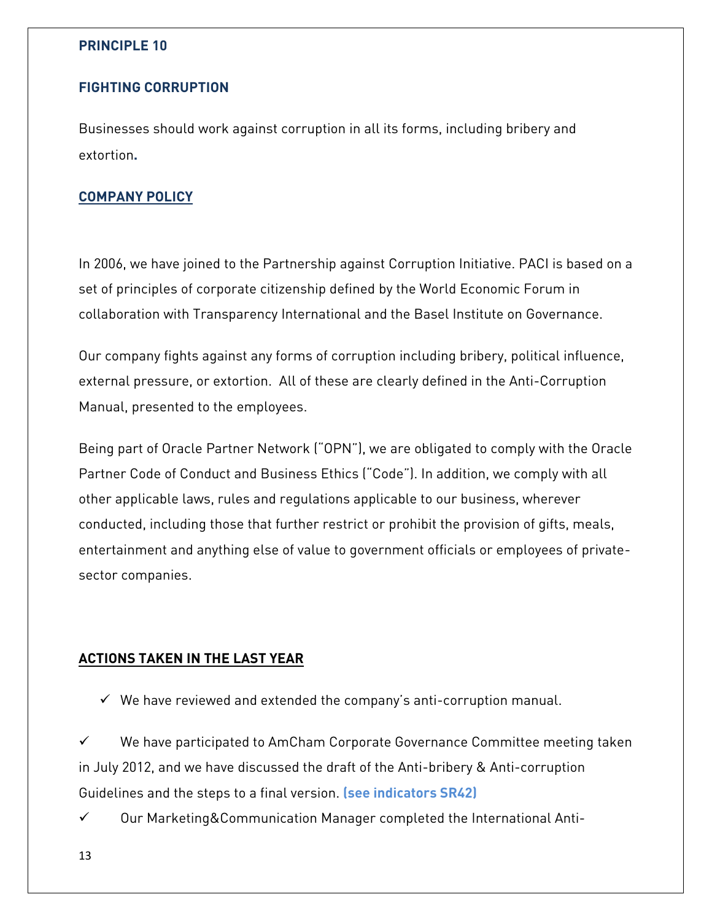**PRINCIPLE 10**

**FIGHTING CORRUPTION**

Businesses should work against corruption in all its forms, including bribery and extortion**.**

**COMPANY POLICY**

In 2006, we have joined to the Partnership against Corruption Initiative. PACI is based on a set of principles of corporate citizenship defined by the World Economic Forum in collaboration with Transparency International and the Basel Institute on Governance.

Our company fights against any forms of corruption including bribery, political influence, external pressure, or extortion.  All of these are clearly defined in the Anti-Corruption Manual, presented to the employees.

Being part of Oracle Partner Network ("OPN"), we are obligated to comply with the Oracle Partner Code of Conduct and Business Ethics ("Code"). In addition, we comply with all other applicable laws, rules and regulations applicable to our business, wherever conducted, including those that further restrict or prohibit the provision of gifts, meals, entertainment and anything else of value to government officials or employees of private-sector companies.

**ACTIONS TAKEN IN THE LAST YEAR**

- ✓ We have reviewed and extended the company's anti-corruption manual.
- ✓ We have participated to AmCham Corporate Governance Committee meeting taken in July 2012, and we have discussed the draft of the Anti-bribery & Anti-corruption Guidelines and the steps to a final version. **(see indicators SR42)**
- ✓ Our Marketing&Communication Manager completed the International Anti-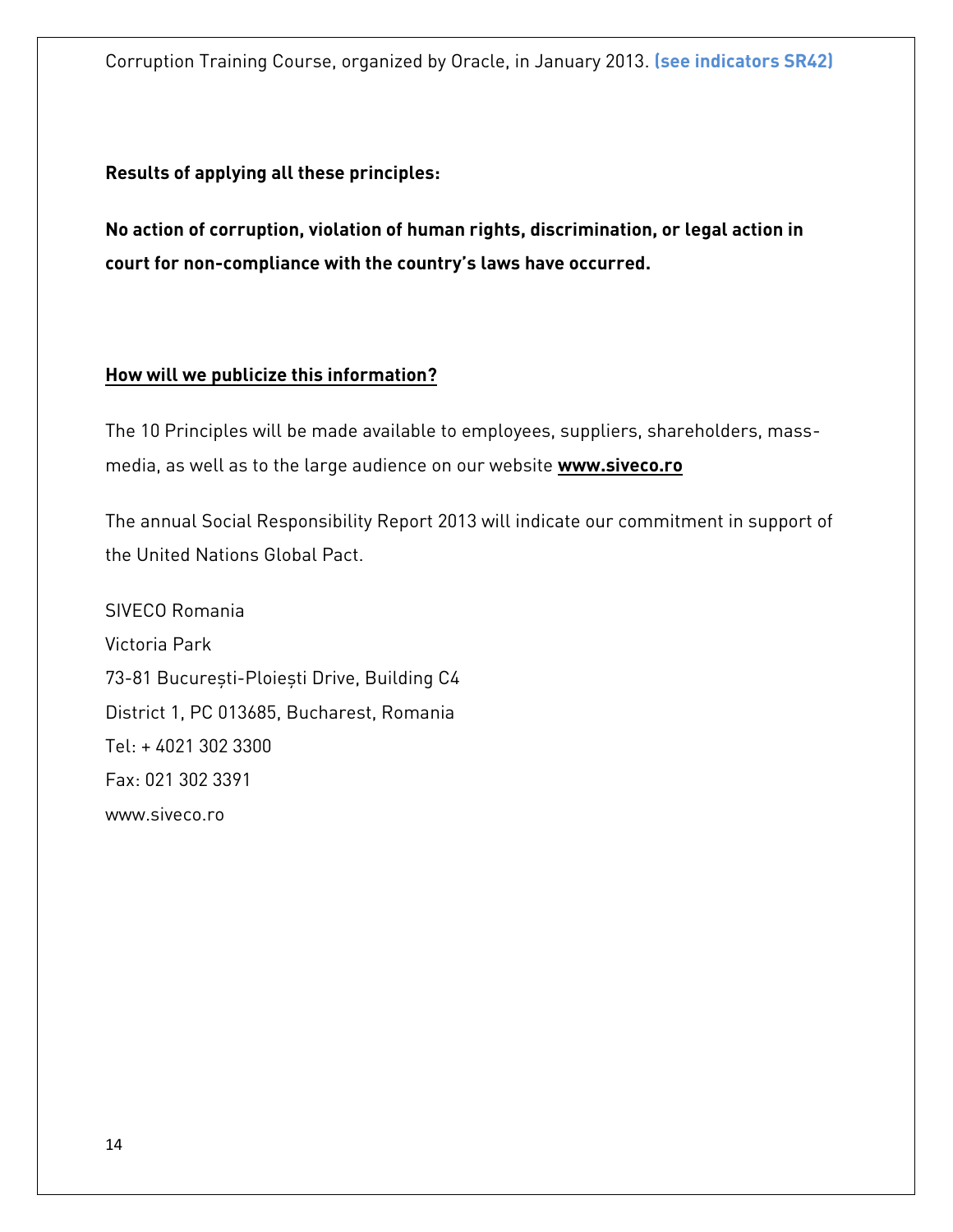Corruption Training Course, organized by Oracle, in January 2013. **(see indicators SR42)**

**Results of applying all these principles:**

**No action of corruption, violation of human rights, discrimination, or legal action in court for non-compliance with the country's laws have occurred.**

**How will we publicize this information?**

The 10 Principles will be made available to employees, suppliers, shareholders, mass-media, as well as to the large audience on our website **www.siveco.ro**

The annual Social Responsibility Report 2013 will indicate our commitment in support of the United Nations Global Pact.

SIVECO Romania  
Victoria Park  
73-81 București-Ploiești Drive, Building C4  
District 1, PC 013685, Bucharest, Romania  
Tel: + 4021 302 3300  
Fax: 021 302 3391  
www.siveco.ro